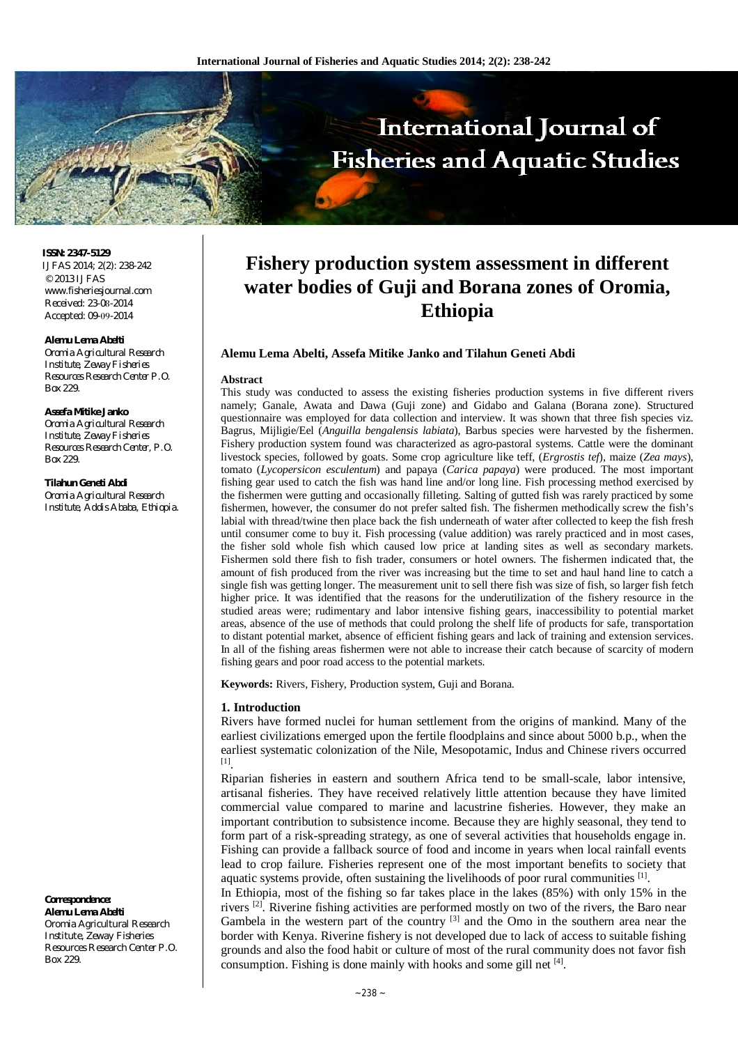**ISSN: 2347-5129**
IJFAS 2014; 2(2): 238-242
© 2013 IJFAS
www.fisheriesjournal.com
Received: 23-08-2014
Accepted: 09-09-2014

**Alemu Lema Abelti**
Oromia Agricultural Research Institute, Zeway Fisheries Resources Research Center P.O. Box 229.

**Assefa Mitike Janko**
Oromia Agricultural Research Institute, Zeway Fisheries Resources Research Center, P.O. Box 229.

**Tilahun Geneti Abdi**
Oromia Agricultural Research Institute, Addis Ababa, Ethiopia.

**Correspondence:**
**Alemu Lema Abelti**
Oromia Agricultural Research Institute, Zeway Fisheries Resources Research Center P.O. Box 229.

# Fishery production system assessment in different water bodies of Guji and Borana zones of Oromia, Ethiopia

**Alemu Lema Abelti, Assefa Mitike Janko and Tilahun Geneti Abdi**

**Abstract**

This study was conducted to assess the existing fisheries production systems in five different rivers namely; Ganale, Awata and Dawa (Guji zone) and Gidabo and Galana (Borana zone). Structured questionnaire was employed for data collection and interview. It was shown that three fish species viz. Bagrus, Mijligie/Eel (*Anguilla bengalensis labiata*), Barbus species were harvested by the fishermen. Fishery production system found was characterized as agro-pastoral systems. Cattle were the dominant livestock species, followed by goats. Some crop agriculture like teff, (*Ergrostis tef*), maize (*Zea mays*), tomato (*Lycopersicon esculentum*) and papaya (*Carica papaya*) were produced. The most important fishing gear used to catch the fish was hand line and/or long line. Fish processing method exercised by the fishermen were gutting and occasionally filleting. Salting of gutted fish was rarely practiced by some fishermen, however, the consumer do not prefer salted fish. The fishermen methodically screw the fish's labial with thread/twine then place back the fish underneath of water after collected to keep the fish fresh until consumer come to buy it. Fish processing (value addition) was rarely practiced and in most cases, the fisher sold whole fish which caused low price at landing sites as well as secondary markets. Fishermen sold there fish to fish trader, consumers or hotel owners. The fishermen indicated that, the amount of fish produced from the river was increasing but the time to set and haul hand line to catch a single fish was getting longer. The measurement unit to sell there fish was size of fish, so larger fish fetch higher price. It was identified that the reasons for the underutilization of the fishery resource in the studied areas were; rudimentary and labor intensive fishing gears, inaccessibility to potential market areas, absence of the use of methods that could prolong the shelf life of products for safe, transportation to distant potential market, absence of efficient fishing gears and lack of training and extension services. In all of the fishing areas fishermen were not able to increase their catch because of scarcity of modern fishing gears and poor road access to the potential markets.

**Keywords:** Rivers, Fishery, Production system, Guji and Borana.

## 1. Introduction

Rivers have formed nuclei for human settlement from the origins of mankind. Many of the earliest civilizations emerged upon the fertile floodplains and since about 5000 b.p., when the earliest systematic colonization of the Nile, Mesopotamic, Indus and Chinese rivers occurred [1].

Riparian fisheries in eastern and southern Africa tend to be small-scale, labor intensive, artisanal fisheries. They have received relatively little attention because they have limited commercial value compared to marine and lacustrine fisheries. However, they make an important contribution to subsistence income. Because they are highly seasonal, they tend to form part of a risk-spreading strategy, as one of several activities that households engage in. Fishing can provide a fallback source of food and income in years when local rainfall events lead to crop failure. Fisheries represent one of the most important benefits to society that aquatic systems provide, often sustaining the livelihoods of poor rural communities [1].

In Ethiopia, most of the fishing so far takes place in the lakes (85%) with only 15% in the rivers [2]. Riverine fishing activities are performed mostly on two of the rivers, the Baro near Gambela in the western part of the country [3] and the Omo in the southern area near the border with Kenya. Riverine fishery is not developed due to lack of access to suitable fishing grounds and also the food habit or culture of most of the rural community does not favor fish consumption. Fishing is done mainly with hooks and some gill net [4].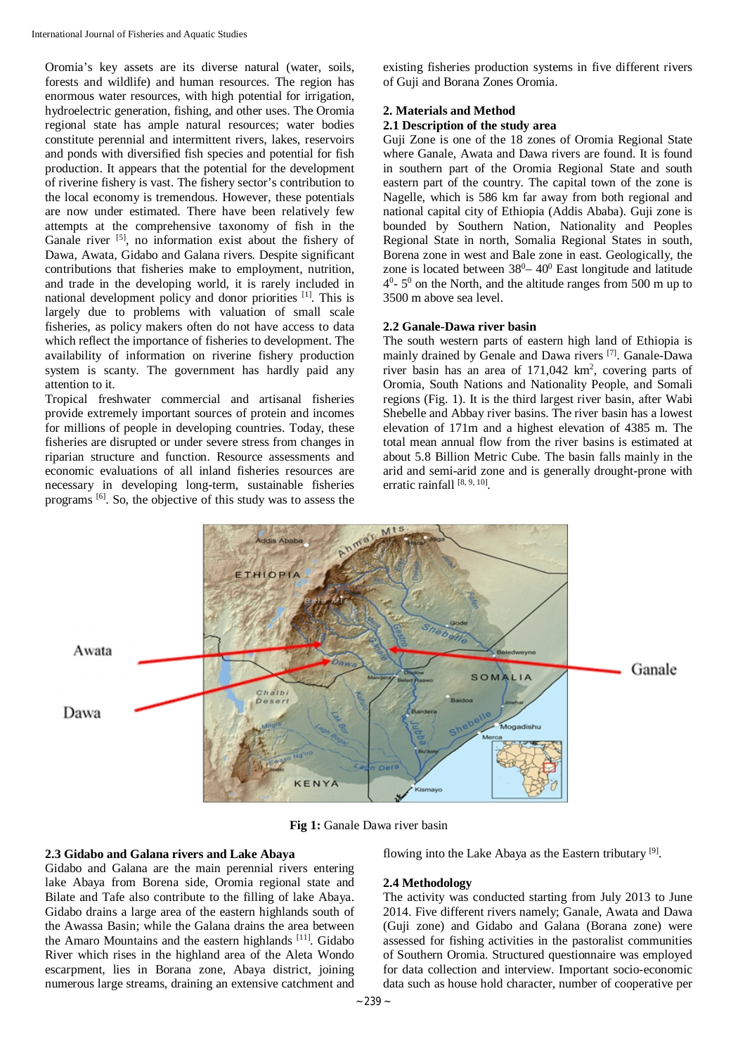Oromia's key assets are its diverse natural (water, soils, forests and wildlife) and human resources. The region has enormous water resources, with high potential for irrigation, hydroelectric generation, fishing, and other uses. The Oromia regional state has ample natural resources; water bodies constitute perennial and intermittent rivers, lakes, reservoirs and ponds with diversified fish species and potential for fish production. It appears that the potential for the development of riverine fishery is vast. The fishery sector's contribution to the local economy is tremendous. However, these potentials are now under estimated. There have been relatively few attempts at the comprehensive taxonomy of fish in the Ganale river [5], no information exist about the fishery of Dawa, Awata, Gidabo and Galana rivers. Despite significant contributions that fisheries make to employment, nutrition, and trade in the developing world, it is rarely included in national development policy and donor priorities [1]. This is largely due to problems with valuation of small scale fisheries, as policy makers often do not have access to data which reflect the importance of fisheries to development. The availability of information on riverine fishery production system is scanty. The government has hardly paid any attention to it.

Tropical freshwater commercial and artisanal fisheries provide extremely important sources of protein and incomes for millions of people in developing countries. Today, these fisheries are disrupted or under severe stress from changes in riparian structure and function. Resource assessments and economic evaluations of all inland fisheries resources are necessary in developing long-term, sustainable fisheries programs [6]. So, the objective of this study was to assess the existing fisheries production systems in five different rivers of Guji and Borana Zones Oromia.

## 2. Materials and Method

### 2.1 Description of the study area

Guji Zone is one of the 18 zones of Oromia Regional State where Ganale, Awata and Dawa rivers are found. It is found in southern part of the Oromia Regional State and south eastern part of the country. The capital town of the zone is Nagelle, which is 586 km far away from both regional and national capital city of Ethiopia (Addis Ababa). Guji zone is bounded by Southern Nation, Nationality and Peoples Regional State in north, Somalia Regional States in south, Borena zone in west and Bale zone in east. Geologically, the zone is located between $38^0$– $40^0$ East longitude and latitude $4^0$- $5^0$ on the North, and the altitude ranges from 500 m up to 3500 m above sea level.

### 2.2 Ganale-Dawa river basin

The south western parts of eastern high land of Ethiopia is mainly drained by Genale and Dawa rivers [7]. Ganale-Dawa river basin has an area of 171,042 km$^2$, covering parts of Oromia, South Nations and Nationality People, and Somali regions (Fig. 1). It is the third largest river basin, after Wabi Shebelle and Abbay river basins. The river basin has a lowest elevation of 171m and a highest elevation of 4385 m. The total mean annual flow from the river basins is estimated at about 5.8 Billion Metric Cube. The basin falls mainly in the arid and semi-arid zone and is generally drought-prone with erratic rainfall [8, 9, 10].

**Fig 1:** Ganale Dawa river basin

### 2.3 Gidabo and Galana rivers and Lake Abaya

Gidabo and Galana are the main perennial rivers entering lake Abaya from Borena side, Oromia regional state and Bilate and Tafe also contribute to the filling of lake Abaya. Gidabo drains a large area of the eastern highlands south of the Awassa Basin; while the Galana drains the area between the Amaro Mountains and the eastern highlands [11]. Gidabo River which rises in the highland area of the Aleta Wondo escarpment, lies in Borana zone, Abaya district, joining numerous large streams, draining an extensive catchment and flowing into the Lake Abaya as the Eastern tributary [9].

### 2.4 Methodology

The activity was conducted starting from July 2013 to June 2014. Five different rivers namely; Ganale, Awata and Dawa (Guji zone) and Gidabo and Galana (Borana zone) were assessed for fishing activities in the pastoralist communities of Southern Oromia. Structured questionnaire was employed for data collection and interview. Important socio-economic data such as house hold character, number of cooperative per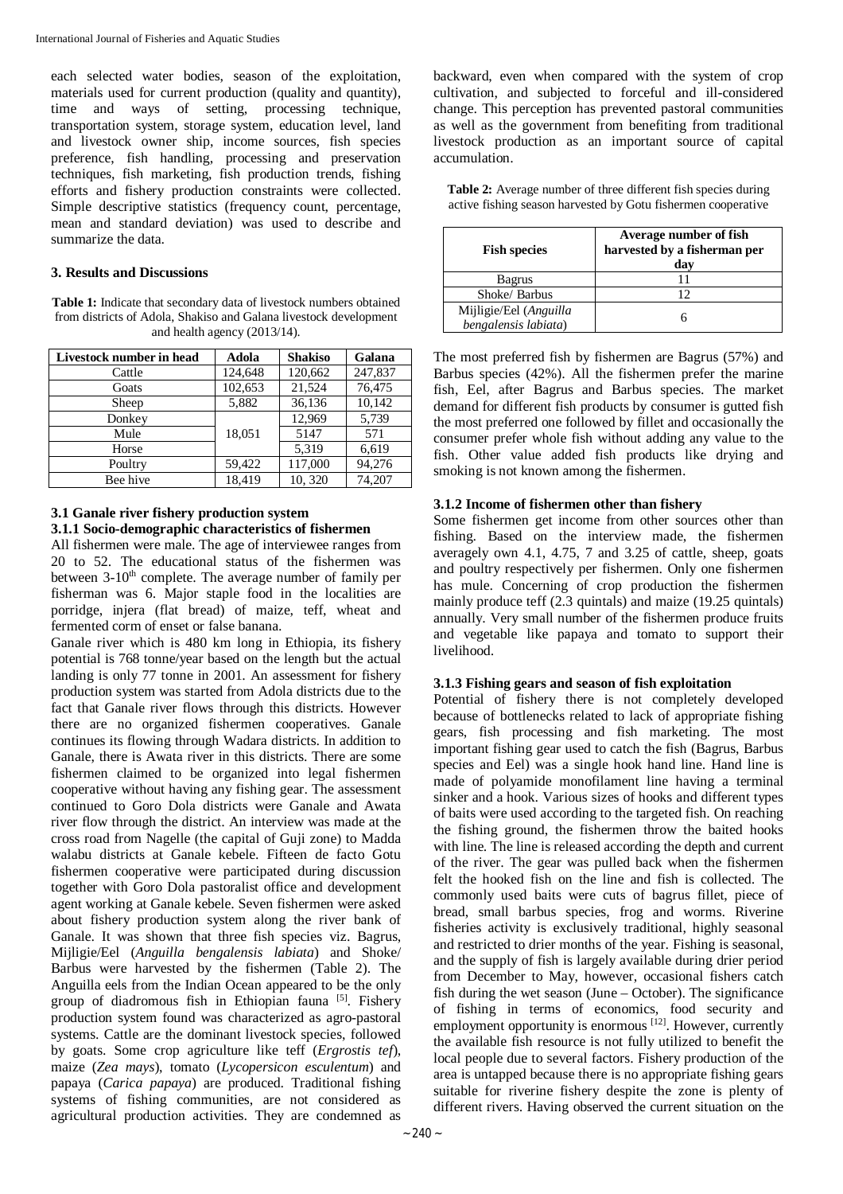each selected water bodies, season of the exploitation, materials used for current production (quality and quantity), time and ways of setting, processing technique, transportation system, storage system, education level, land and livestock owner ship, income sources, fish species preference, fish handling, processing and preservation techniques, fish marketing, fish production trends, fishing efforts and fishery production constraints were collected. Simple descriptive statistics (frequency count, percentage, mean and standard deviation) was used to describe and summarize the data.

## 3. Results and Discussions

**Table 1:** Indicate that secondary data of livestock numbers obtained from districts of Adola, Shakiso and Galana livestock development and health agency (2013/14).

| Livestock number in head | Adola | Shakiso | Galana |
|---|---|---|---|
| Cattle | 124,648 | 120,662 | 247,837 |
| Goats | 102,653 | 21,524 | 76,475 |
| Sheep | 5,882 | 36,136 | 10,142 |
| Donkey | 18,051 | 12,969 | 5,739 |
| Mule | | 5147 | 571 |
| Horse | | 5,319 | 6,619 |
| Poultry | 59,422 | 117,000 | 94,276 |
| Bee hive | 18,419 | 10, 320 | 74,207 |

### 3.1 Ganale river fishery production system

### 3.1.1 Socio-demographic characteristics of fishermen

All fishermen were male. The age of interviewee ranges from 20 to 52. The educational status of the fishermen was between 3-10th complete. The average number of family per fisherman was 6. Major staple food in the localities are porridge, injera (flat bread) of maize, teff, wheat and fermented corm of enset or false banana.

Ganale river which is 480 km long in Ethiopia, its fishery potential is 768 tonne/year based on the length but the actual landing is only 77 tonne in 2001. An assessment for fishery production system was started from Adola districts due to the fact that Ganale river flows through this districts. However there are no organized fishermen cooperatives. Ganale continues its flowing through Wadara districts. In addition to Ganale, there is Awata river in this districts. There are some fishermen claimed to be organized into legal fishermen cooperative without having any fishing gear. The assessment continued to Goro Dola districts were Ganale and Awata river flow through the district. An interview was made at the cross road from Nagelle (the capital of Guji zone) to Madda walabu districts at Ganale kebele. Fifteen de facto Gotu fishermen cooperative were participated during discussion together with Goro Dola pastoralist office and development agent working at Ganale kebele. Seven fishermen were asked about fishery production system along the river bank of Ganale. It was shown that three fish species viz. Bagrus, Mijligie/Eel (*Anguilla bengalensis labiata*) and Shoke/ Barbus were harvested by the fishermen (Table 2). The Anguilla eels from the Indian Ocean appeared to be the only group of diadromous fish in Ethiopian fauna [5]. Fishery production system found was characterized as agro-pastoral systems. Cattle are the dominant livestock species, followed by goats. Some crop agriculture like teff (*Ergrostis tef*), maize (*Zea mays*), tomato (*Lycopersicon esculentum*) and papaya (*Carica papaya*) are produced. Traditional fishing systems of fishing communities, are not considered as agricultural production activities. They are condemned as backward, even when compared with the system of crop cultivation, and subjected to forceful and ill-considered change. This perception has prevented pastoral communities as well as the government from benefiting from traditional livestock production as an important source of capital accumulation.

**Table 2:** Average number of three different fish species during active fishing season harvested by Gotu fishermen cooperative

| Fish species | Average number of fish harvested by a fisherman per day |
|---|---|
| Bagrus | 11 |
| Shoke/ Barbus | 12 |
| Mijligie/Eel (*Anguilla bengalensis labiata*) | 6 |

The most preferred fish by fishermen are Bagrus (57%) and Barbus species (42%). All the fishermen prefer the marine fish, Eel, after Bagrus and Barbus species. The market demand for different fish products by consumer is gutted fish the most preferred one followed by fillet and occasionally the consumer prefer whole fish without adding any value to the fish. Other value added fish products like drying and smoking is not known among the fishermen.

### 3.1.2 Income of fishermen other than fishery

Some fishermen get income from other sources other than fishing. Based on the interview made, the fishermen averagely own 4.1, 4.75, 7 and 3.25 of cattle, sheep, goats and poultry respectively per fishermen. Only one fishermen has mule. Concerning of crop production the fishermen mainly produce teff (2.3 quintals) and maize (19.25 quintals) annually. Very small number of the fishermen produce fruits and vegetable like papaya and tomato to support their livelihood.

### 3.1.3 Fishing gears and season of fish exploitation

Potential of fishery there is not completely developed because of bottlenecks related to lack of appropriate fishing gears, fish processing and fish marketing. The most important fishing gear used to catch the fish (Bagrus, Barbus species and Eel) was a single hook hand line. Hand line is made of polyamide monofilament line having a terminal sinker and a hook. Various sizes of hooks and different types of baits were used according to the targeted fish. On reaching the fishing ground, the fishermen throw the baited hooks with line. The line is released according the depth and current of the river. The gear was pulled back when the fishermen felt the hooked fish on the line and fish is collected. The commonly used baits were cuts of bagrus fillet, piece of bread, small barbus species, frog and worms. Riverine fisheries activity is exclusively traditional, highly seasonal and restricted to drier months of the year. Fishing is seasonal, and the supply of fish is largely available during drier period from December to May, however, occasional fishers catch fish during the wet season (June – October). The significance of fishing in terms of economics, food security and employment opportunity is enormous [12]. However, currently the available fish resource is not fully utilized to benefit the local people due to several factors. Fishery production of the area is untapped because there is no appropriate fishing gears suitable for riverine fishery despite the zone is plenty of different rivers. Having observed the current situation on the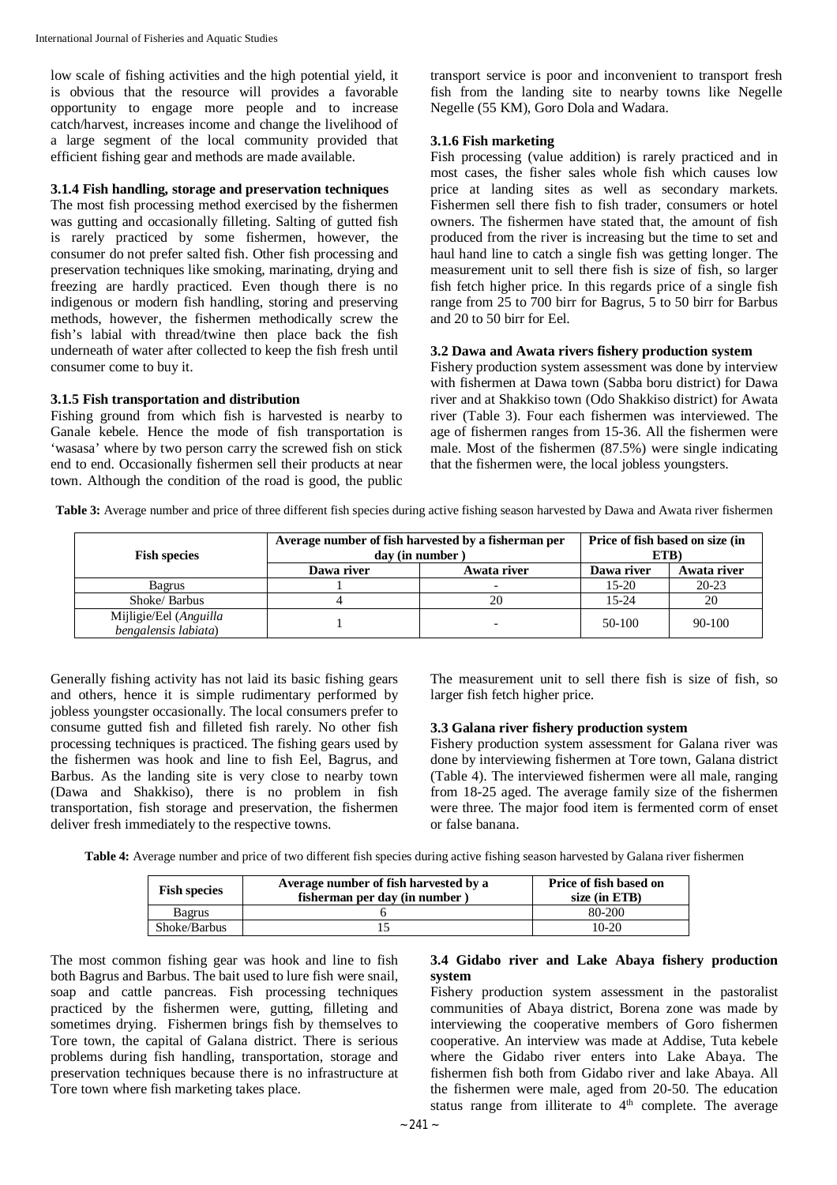low scale of fishing activities and the high potential yield, it is obvious that the resource will provides a favorable opportunity to engage more people and to increase catch/harvest, increases income and change the livelihood of a large segment of the local community provided that efficient fishing gear and methods are made available.

### 3.1.4 Fish handling, storage and preservation techniques

The most fish processing method exercised by the fishermen was gutting and occasionally filleting. Salting of gutted fish is rarely practiced by some fishermen, however, the consumer do not prefer salted fish. Other fish processing and preservation techniques like smoking, marinating, drying and freezing are hardly practiced. Even though there is no indigenous or modern fish handling, storing and preserving methods, however, the fishermen methodically screw the fish's labial with thread/twine then place back the fish underneath of water after collected to keep the fish fresh until consumer come to buy it.

### 3.1.5 Fish transportation and distribution

Fishing ground from which fish is harvested is nearby to Ganale kebele. Hence the mode of fish transportation is 'wasasa' where by two person carry the screwed fish on stick end to end. Occasionally fishermen sell their products at near town. Although the condition of the road is good, the public transport service is poor and inconvenient to transport fresh fish from the landing site to nearby towns like Negelle Negelle (55 KM), Goro Dola and Wadara.

### 3.1.6 Fish marketing

Fish processing (value addition) is rarely practiced and in most cases, the fisher sales whole fish which causes low price at landing sites as well as secondary markets. Fishermen sell there fish to fish trader, consumers or hotel owners. The fishermen have stated that, the amount of fish produced from the river is increasing but the time to set and haul hand line to catch a single fish was getting longer. The measurement unit to sell there fish is size of fish, so larger fish fetch higher price. In this regards price of a single fish range from 25 to 700 birr for Bagrus, 5 to 50 birr for Barbus and 20 to 50 birr for Eel.

## 3.2 Dawa and Awata rivers fishery production system

Fishery production system assessment was done by interview with fishermen at Dawa town (Sabba boru district) for Dawa river and at Shakkiso town (Odo Shakkiso district) for Awata river (Table 3). Four each fishermen was interviewed. The age of fishermen ranges from 15-36. All the fishermen were male. Most of the fishermen (87.5%) were single indicating that the fishermen were, the local jobless youngsters.

**Table 3:** Average number and price of three different fish species during active fishing season harvested by Dawa and Awata river fishermen

| Fish species | Average number of fish harvested by a fisherman per day (in number) | | Price of fish based on size (in ETB) | |
|---|---|---|---|---|
| | Dawa river | Awata river | Dawa river | Awata river |
| Bagrus | 1 | - | 15-20 | 20-23 |
| Shoke/ Barbus | 4 | 20 | 15-24 | 20 |
| Mijligie/Eel (*Anguilla bengalensis labiata*) | 1 | - | 50-100 | 90-100 |

Generally fishing activity has not laid its basic fishing gears and others, hence it is simple rudimentary performed by jobless youngster occasionally. The local consumers prefer to consume gutted fish and filleted fish rarely. No other fish processing techniques is practiced. The fishing gears used by the fishermen was hook and line to fish Eel, Bagrus, and Barbus. As the landing site is very close to nearby town (Dawa and Shakkiso), there is no problem in fish transportation, fish storage and preservation, the fishermen deliver fresh immediately to the respective towns.

The measurement unit to sell there fish is size of fish, so larger fish fetch higher price.

## 3.3 Galana river fishery production system

Fishery production system assessment for Galana river was done by interviewing fishermen at Tore town, Galana district (Table 4). The interviewed fishermen were all male, ranging from 18-25 aged. The average family size of the fishermen were three. The major food item is fermented corm of enset or false banana.

**Table 4:** Average number and price of two different fish species during active fishing season harvested by Galana river fishermen

| Fish species | Average number of fish harvested by a fisherman per day (in number) | Price of fish based on size (in ETB) |
|---|---|---|
| Bagrus | 6 | 80-200 |
| Shoke/Barbus | 15 | 10-20 |

The most common fishing gear was hook and line to fish both Bagrus and Barbus. The bait used to lure fish were snail, soap and cattle pancreas. Fish processing techniques practiced by the fishermen were, gutting, filleting and sometimes drying. Fishermen brings fish by themselves to Tore town, the capital of Galana district. There is serious problems during fish handling, transportation, storage and preservation techniques because there is no infrastructure at Tore town where fish marketing takes place.

## 3.4 Gidabo river and Lake Abaya fishery production system

Fishery production system assessment in the pastoralist communities of Abaya district, Borena zone was made by interviewing the cooperative members of Goro fishermen cooperative. An interview was made at Addise, Tuta kebele where the Gidabo river enters into Lake Abaya. The fishermen fish both from Gidabo river and lake Abaya. All the fishermen were male, aged from 20-50. The education status range from illiterate to 4$^{th}$ complete. The average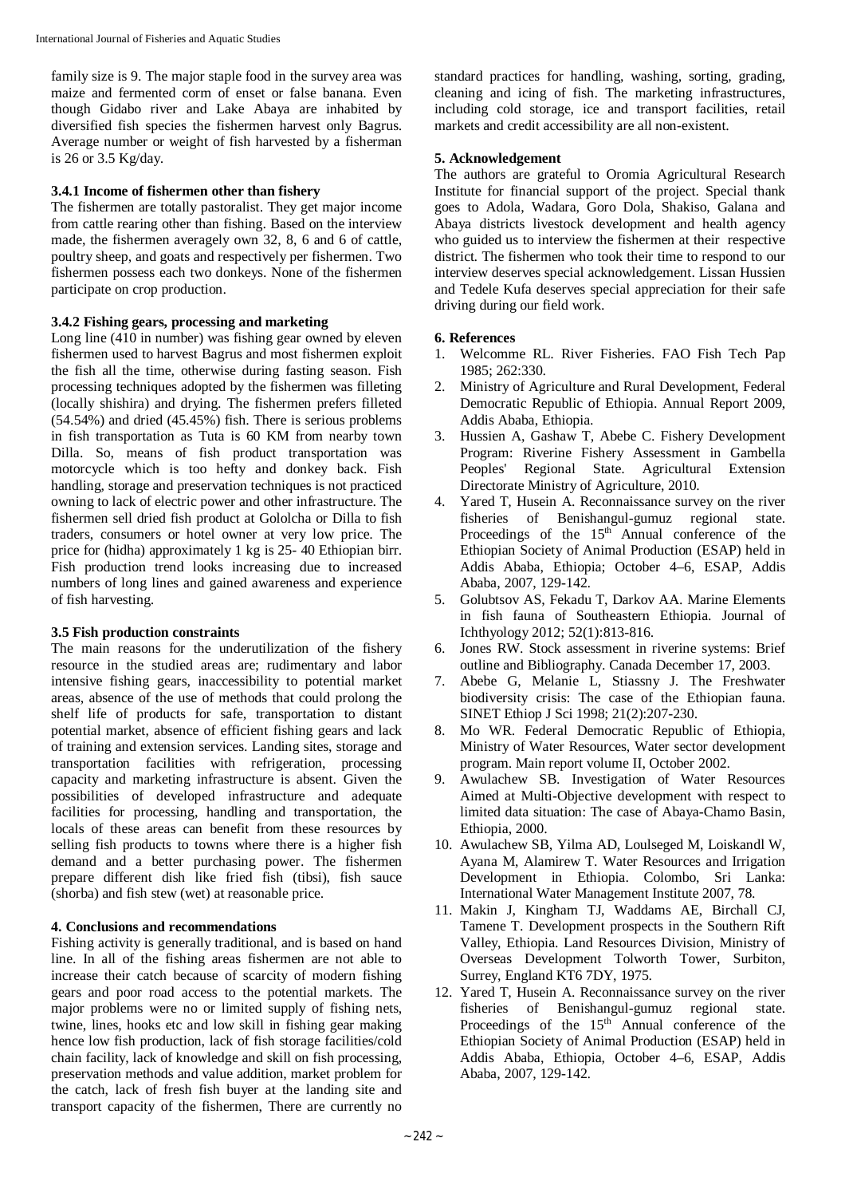family size is 9. The major staple food in the survey area was maize and fermented corm of enset or false banana. Even though Gidabo river and Lake Abaya are inhabited by diversified fish species the fishermen harvest only Bagrus. Average number or weight of fish harvested by a fisherman is 26 or 3.5 Kg/day.

### 3.4.1 Income of fishermen other than fishery

The fishermen are totally pastoralist. They get major income from cattle rearing other than fishing. Based on the interview made, the fishermen averagely own 32, 8, 6 and 6 of cattle, poultry sheep, and goats and respectively per fishermen. Two fishermen possess each two donkeys. None of the fishermen participate on crop production.

### 3.4.2 Fishing gears, processing and marketing

Long line (410 in number) was fishing gear owned by eleven fishermen used to harvest Bagrus and most fishermen exploit the fish all the time, otherwise during fasting season. Fish processing techniques adopted by the fishermen was filleting (locally shishira) and drying. The fishermen prefers filleted (54.54%) and dried (45.45%) fish. There is serious problems in fish transportation as Tuta is 60 KM from nearby town Dilla. So, means of fish product transportation was motorcycle which is too hefty and donkey back. Fish handling, storage and preservation techniques is not practiced owning to lack of electric power and other infrastructure. The fishermen sell dried fish product at Gololcha or Dilla to fish traders, consumers or hotel owner at very low price. The price for (hidha) approximately 1 kg is 25- 40 Ethiopian birr. Fish production trend looks increasing due to increased numbers of long lines and gained awareness and experience of fish harvesting.

## 3.5 Fish production constraints

The main reasons for the underutilization of the fishery resource in the studied areas are; rudimentary and labor intensive fishing gears, inaccessibility to potential market areas, absence of the use of methods that could prolong the shelf life of products for safe, transportation to distant potential market, absence of efficient fishing gears and lack of training and extension services. Landing sites, storage and transportation facilities with refrigeration, processing capacity and marketing infrastructure is absent. Given the possibilities of developed infrastructure and adequate facilities for processing, handling and transportation, the locals of these areas can benefit from these resources by selling fish products to towns where there is a higher fish demand and a better purchasing power. The fishermen prepare different dish like fried fish (tibsi), fish sauce (shorba) and fish stew (wet) at reasonable price.

## 4. Conclusions and recommendations

Fishing activity is generally traditional, and is based on hand line. In all of the fishing areas fishermen are not able to increase their catch because of scarcity of modern fishing gears and poor road access to the potential markets. The major problems were no or limited supply of fishing nets, twine, lines, hooks etc and low skill in fishing gear making hence low fish production, lack of fish storage facilities/cold chain facility, lack of knowledge and skill on fish processing, preservation methods and value addition, market problem for the catch, lack of fresh fish buyer at the landing site and transport capacity of the fishermen, There are currently no standard practices for handling, washing, sorting, grading, cleaning and icing of fish. The marketing infrastructures, including cold storage, ice and transport facilities, retail markets and credit accessibility are all non-existent.

## 5. Acknowledgement

The authors are grateful to Oromia Agricultural Research Institute for financial support of the project. Special thank goes to Adola, Wadara, Goro Dola, Shakiso, Galana and Abaya districts livestock development and health agency who guided us to interview the fishermen at their respective district. The fishermen who took their time to respond to our interview deserves special acknowledgement. Lissan Hussien and Tedele Kufa deserves special appreciation for their safe driving during our field work.

## 6. References

1. Welcomme RL. River Fisheries. FAO Fish Tech Pap 1985; 262:330.
2. Ministry of Agriculture and Rural Development, Federal Democratic Republic of Ethiopia. Annual Report 2009, Addis Ababa, Ethiopia.
3. Hussien A, Gashaw T, Abebe C. Fishery Development Program: Riverine Fishery Assessment in Gambella Peoples' Regional State. Agricultural Extension Directorate Ministry of Agriculture, 2010.
4. Yared T, Husein A. Reconnaissance survey on the river fisheries of Benishangul-gumuz regional state. Proceedings of the 15th Annual conference of the Ethiopian Society of Animal Production (ESAP) held in Addis Ababa, Ethiopia; October 4–6, ESAP, Addis Ababa, 2007, 129-142.
5. Golubtsov AS, Fekadu T, Darkov AA. Marine Elements in fish fauna of Southeastern Ethiopia. Journal of Ichthyology 2012; 52(1):813-816.
6. Jones RW. Stock assessment in riverine systems: Brief outline and Bibliography. Canada December 17, 2003.
7. Abebe G, Melanie L, Stiassny J. The Freshwater biodiversity crisis: The case of the Ethiopian fauna. SINET Ethiop J Sci 1998; 21(2):207-230.
8. Mo WR. Federal Democratic Republic of Ethiopia, Ministry of Water Resources, Water sector development program. Main report volume II, October 2002.
9. Awulachew SB. Investigation of Water Resources Aimed at Multi-Objective development with respect to limited data situation: The case of Abaya-Chamo Basin, Ethiopia, 2000.
10. Awulachew SB, Yilma AD, Loulseged M, Loiskandl W, Ayana M, Alamirew T. Water Resources and Irrigation Development in Ethiopia. Colombo, Sri Lanka: International Water Management Institute 2007, 78.
11. Makin J, Kingham TJ, Waddams AE, Birchall CJ, Tamene T. Development prospects in the Southern Rift Valley, Ethiopia. Land Resources Division, Ministry of Overseas Development Tolworth Tower, Surbiton, Surrey, England KT6 7DY, 1975.
12. Yared T, Husein A. Reconnaissance survey on the river fisheries of Benishangul-gumuz regional state. Proceedings of the 15th Annual conference of the Ethiopian Society of Animal Production (ESAP) held in Addis Ababa, Ethiopia, October 4–6, ESAP, Addis Ababa, 2007, 129-142.